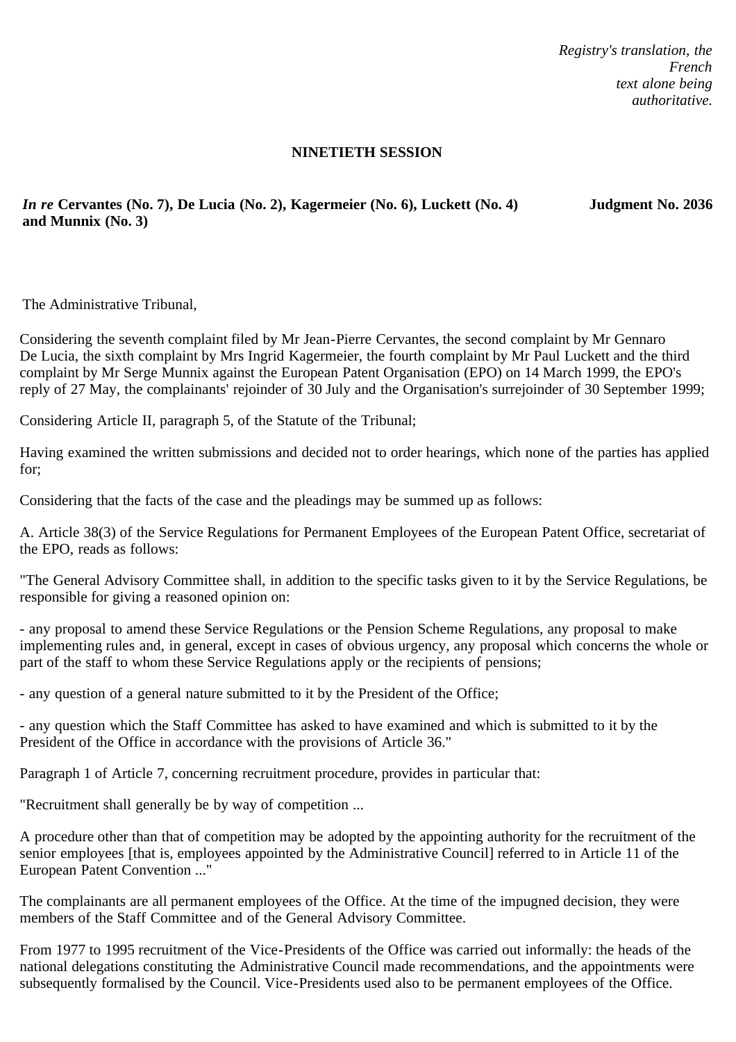*Registry's translation, the French text alone being authoritative.*

**NINETIETH SESSION**

***In re* Cervantes (No. 7), De Lucia (No. 2), Kagermeier (No. 6), Luckett (No. 4) and Munnix (No. 3)**

**Judgment No. 2036**

The Administrative Tribunal,

Considering the seventh complaint filed by Mr Jean-Pierre Cervantes, the second complaint by Mr Gennaro De Lucia, the sixth complaint by Mrs Ingrid Kagermeier, the fourth complaint by Mr Paul Luckett and the third complaint by Mr Serge Munnix against the European Patent Organisation (EPO) on 14 March 1999, the EPO's reply of 27 May, the complainants' rejoinder of 30 July and the Organisation's surrejoinder of 30 September 1999;

Considering Article II, paragraph 5, of the Statute of the Tribunal;

Having examined the written submissions and decided not to order hearings, which none of the parties has applied for;

Considering that the facts of the case and the pleadings may be summed up as follows:

A. Article 38(3) of the Service Regulations for Permanent Employees of the European Patent Office, secretariat of the EPO, reads as follows:

"The General Advisory Committee shall, in addition to the specific tasks given to it by the Service Regulations, be responsible for giving a reasoned opinion on:

- any proposal to amend these Service Regulations or the Pension Scheme Regulations, any proposal to make implementing rules and, in general, except in cases of obvious urgency, any proposal which concerns the whole or part of the staff to whom these Service Regulations apply or the recipients of pensions;

- any question of a general nature submitted to it by the President of the Office;

- any question which the Staff Committee has asked to have examined and which is submitted to it by the President of the Office in accordance with the provisions of Article 36."

Paragraph 1 of Article 7, concerning recruitment procedure, provides in particular that:

"Recruitment shall generally be by way of competition ...

A procedure other than that of competition may be adopted by the appointing authority for the recruitment of the senior employees [that is, employees appointed by the Administrative Council] referred to in Article 11 of the European Patent Convention ..."

The complainants are all permanent employees of the Office. At the time of the impugned decision, they were members of the Staff Committee and of the General Advisory Committee.

From 1977 to 1995 recruitment of the Vice-Presidents of the Office was carried out informally: the heads of the national delegations constituting the Administrative Council made recommendations, and the appointments were subsequently formalised by the Council. Vice-Presidents used also to be permanent employees of the Office.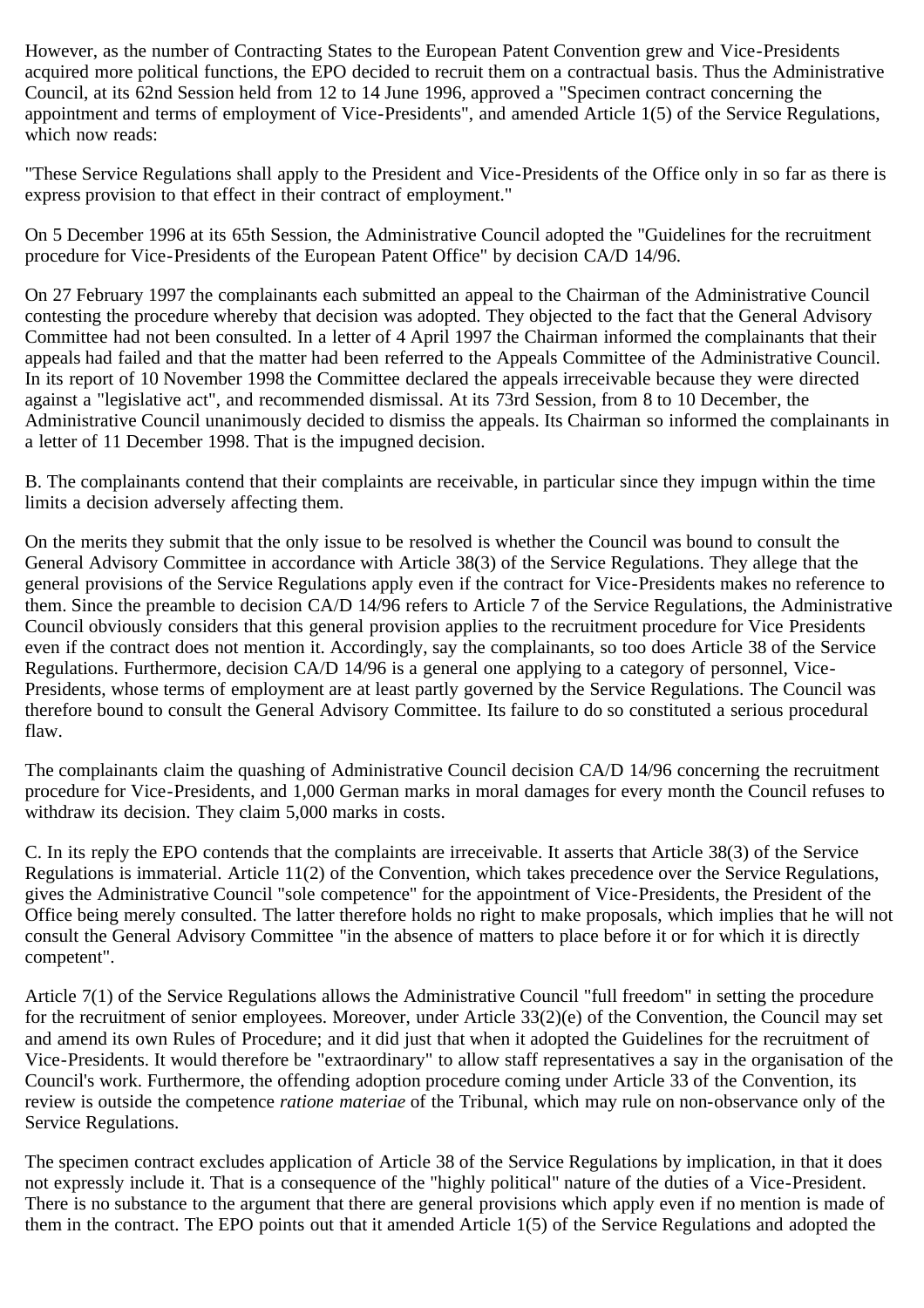However, as the number of Contracting States to the European Patent Convention grew and Vice-Presidents acquired more political functions, the EPO decided to recruit them on a contractual basis. Thus the Administrative Council, at its 62nd Session held from 12 to 14 June 1996, approved a "Specimen contract concerning the appointment and terms of employment of Vice-Presidents", and amended Article 1(5) of the Service Regulations, which now reads:

"These Service Regulations shall apply to the President and Vice-Presidents of the Office only in so far as there is express provision to that effect in their contract of employment."

On 5 December 1996 at its 65th Session, the Administrative Council adopted the "Guidelines for the recruitment procedure for Vice-Presidents of the European Patent Office" by decision CA/D 14/96.

On 27 February 1997 the complainants each submitted an appeal to the Chairman of the Administrative Council contesting the procedure whereby that decision was adopted. They objected to the fact that the General Advisory Committee had not been consulted. In a letter of 4 April 1997 the Chairman informed the complainants that their appeals had failed and that the matter had been referred to the Appeals Committee of the Administrative Council. In its report of 10 November 1998 the Committee declared the appeals irreceivable because they were directed against a "legislative act", and recommended dismissal. At its 73rd Session, from 8 to 10 December, the Administrative Council unanimously decided to dismiss the appeals. Its Chairman so informed the complainants in a letter of 11 December 1998. That is the impugned decision.

B. The complainants contend that their complaints are receivable, in particular since they impugn within the time limits a decision adversely affecting them.

On the merits they submit that the only issue to be resolved is whether the Council was bound to consult the General Advisory Committee in accordance with Article 38(3) of the Service Regulations. They allege that the general provisions of the Service Regulations apply even if the contract for Vice-Presidents makes no reference to them. Since the preamble to decision CA/D 14/96 refers to Article 7 of the Service Regulations, the Administrative Council obviously considers that this general provision applies to the recruitment procedure for Vice Presidents even if the contract does not mention it. Accordingly, say the complainants, so too does Article 38 of the Service Regulations. Furthermore, decision CA/D 14/96 is a general one applying to a category of personnel, Vice-Presidents, whose terms of employment are at least partly governed by the Service Regulations. The Council was therefore bound to consult the General Advisory Committee. Its failure to do so constituted a serious procedural flaw.

The complainants claim the quashing of Administrative Council decision CA/D 14/96 concerning the recruitment procedure for Vice-Presidents, and 1,000 German marks in moral damages for every month the Council refuses to withdraw its decision. They claim 5,000 marks in costs.

C. In its reply the EPO contends that the complaints are irreceivable. It asserts that Article 38(3) of the Service Regulations is immaterial. Article 11(2) of the Convention, which takes precedence over the Service Regulations, gives the Administrative Council "sole competence" for the appointment of Vice-Presidents, the President of the Office being merely consulted. The latter therefore holds no right to make proposals, which implies that he will not consult the General Advisory Committee "in the absence of matters to place before it or for which it is directly competent".

Article 7(1) of the Service Regulations allows the Administrative Council "full freedom" in setting the procedure for the recruitment of senior employees. Moreover, under Article 33(2)(e) of the Convention, the Council may set and amend its own Rules of Procedure; and it did just that when it adopted the Guidelines for the recruitment of Vice-Presidents. It would therefore be "extraordinary" to allow staff representatives a say in the organisation of the Council's work. Furthermore, the offending adoption procedure coming under Article 33 of the Convention, its review is outside the competence *ratione materiae* of the Tribunal, which may rule on non-observance only of the Service Regulations.

The specimen contract excludes application of Article 38 of the Service Regulations by implication, in that it does not expressly include it. That is a consequence of the "highly political" nature of the duties of a Vice-President. There is no substance to the argument that there are general provisions which apply even if no mention is made of them in the contract. The EPO points out that it amended Article 1(5) of the Service Regulations and adopted the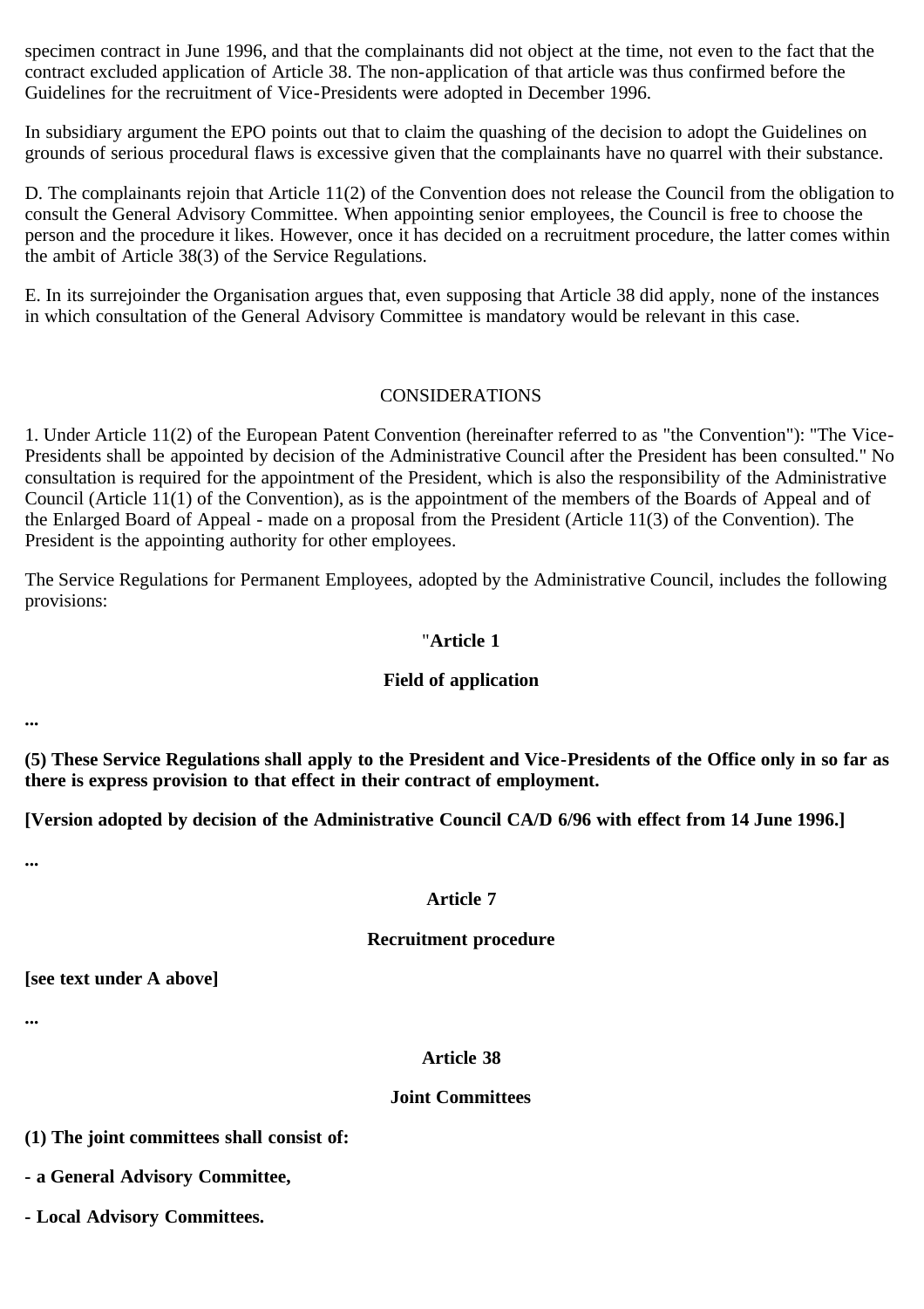specimen contract in June 1996, and that the complainants did not object at the time, not even to the fact that the contract excluded application of Article 38. The non-application of that article was thus confirmed before the Guidelines for the recruitment of Vice-Presidents were adopted in December 1996.

In subsidiary argument the EPO points out that to claim the quashing of the decision to adopt the Guidelines on grounds of serious procedural flaws is excessive given that the complainants have no quarrel with their substance.

D. The complainants rejoin that Article 11(2) of the Convention does not release the Council from the obligation to consult the General Advisory Committee. When appointing senior employees, the Council is free to choose the person and the procedure it likes. However, once it has decided on a recruitment procedure, the latter comes within the ambit of Article 38(3) of the Service Regulations.

E. In its surrejoinder the Organisation argues that, even supposing that Article 38 did apply, none of the instances in which consultation of the General Advisory Committee is mandatory would be relevant in this case.

## CONSIDERATIONS

1. Under Article 11(2) of the European Patent Convention (hereinafter referred to as "the Convention"): "The Vice-Presidents shall be appointed by decision of the Administrative Council after the President has been consulted." No consultation is required for the appointment of the President, which is also the responsibility of the Administrative Council (Article 11(1) of the Convention), as is the appointment of the members of the Boards of Appeal and of the Enlarged Board of Appeal - made on a proposal from the President (Article 11(3) of the Convention). The President is the appointing authority for other employees.

The Service Regulations for Permanent Employees, adopted by the Administrative Council, includes the following provisions:

"**Article 1**

**Field of application**

**...**

**(5) These Service Regulations shall apply to the President and Vice-Presidents of the Office only in so far as there is express provision to that effect in their contract of employment.**

**[Version adopted by decision of the Administrative Council CA/D 6/96 with effect from 14 June 1996.]**

**...**

**Article 7**

**Recruitment procedure**

**[see text under A above]**

**...**

**Article 38**

**Joint Committees**

**(1) The joint committees shall consist of:**

**- a General Advisory Committee,**

**- Local Advisory Committees.**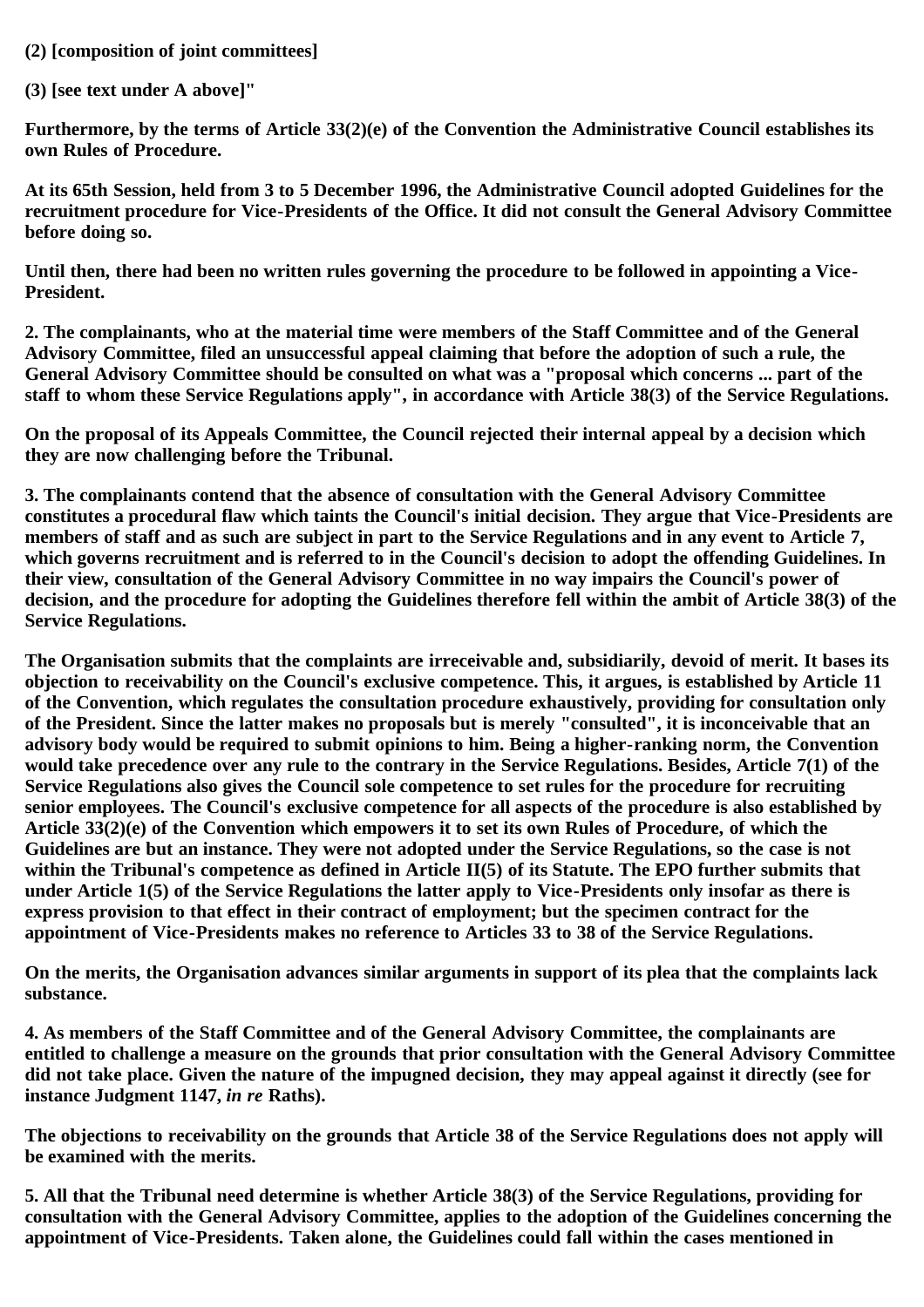**(2) [composition of joint committees]**

**(3) [see text under A above]"**

**Furthermore, by the terms of Article 33(2)(e) of the Convention the Administrative Council establishes its own Rules of Procedure.**

**At its 65th Session, held from 3 to 5 December 1996, the Administrative Council adopted Guidelines for the recruitment procedure for Vice-Presidents of the Office. It did not consult the General Advisory Committee before doing so.**

**Until then, there had been no written rules governing the procedure to be followed in appointing a Vice-President.**

**2. The complainants, who at the material time were members of the Staff Committee and of the General Advisory Committee, filed an unsuccessful appeal claiming that before the adoption of such a rule, the General Advisory Committee should be consulted on what was a "proposal which concerns ... part of the staff to whom these Service Regulations apply", in accordance with Article 38(3) of the Service Regulations.**

**On the proposal of its Appeals Committee, the Council rejected their internal appeal by a decision which they are now challenging before the Tribunal.**

**3. The complainants contend that the absence of consultation with the General Advisory Committee constitutes a procedural flaw which taints the Council's initial decision. They argue that Vice-Presidents are members of staff and as such are subject in part to the Service Regulations and in any event to Article 7, which governs recruitment and is referred to in the Council's decision to adopt the offending Guidelines. In their view, consultation of the General Advisory Committee in no way impairs the Council's power of decision, and the procedure for adopting the Guidelines therefore fell within the ambit of Article 38(3) of the Service Regulations.**

**The Organisation submits that the complaints are irreceivable and, subsidiarily, devoid of merit. It bases its objection to receivability on the Council's exclusive competence. This, it argues, is established by Article 11 of the Convention, which regulates the consultation procedure exhaustively, providing for consultation only of the President. Since the latter makes no proposals but is merely "consulted", it is inconceivable that an advisory body would be required to submit opinions to him. Being a higher-ranking norm, the Convention would take precedence over any rule to the contrary in the Service Regulations. Besides, Article 7(1) of the Service Regulations also gives the Council sole competence to set rules for the procedure for recruiting senior employees. The Council's exclusive competence for all aspects of the procedure is also established by Article 33(2)(e) of the Convention which empowers it to set its own Rules of Procedure, of which the Guidelines are but an instance. They were not adopted under the Service Regulations, so the case is not within the Tribunal's competence as defined in Article II(5) of its Statute. The EPO further submits that under Article 1(5) of the Service Regulations the latter apply to Vice-Presidents only insofar as there is express provision to that effect in their contract of employment; but the specimen contract for the appointment of Vice-Presidents makes no reference to Articles 33 to 38 of the Service Regulations.**

**On the merits, the Organisation advances similar arguments in support of its plea that the complaints lack substance.**

**4. As members of the Staff Committee and of the General Advisory Committee, the complainants are entitled to challenge a measure on the grounds that prior consultation with the General Advisory Committee did not take place. Given the nature of the impugned decision, they may appeal against it directly (see for instance Judgment 1147, *in re* Raths).**

**The objections to receivability on the grounds that Article 38 of the Service Regulations does not apply will be examined with the merits.**

**5. All that the Tribunal need determine is whether Article 38(3) of the Service Regulations, providing for consultation with the General Advisory Committee, applies to the adoption of the Guidelines concerning the appointment of Vice-Presidents. Taken alone, the Guidelines could fall within the cases mentioned in**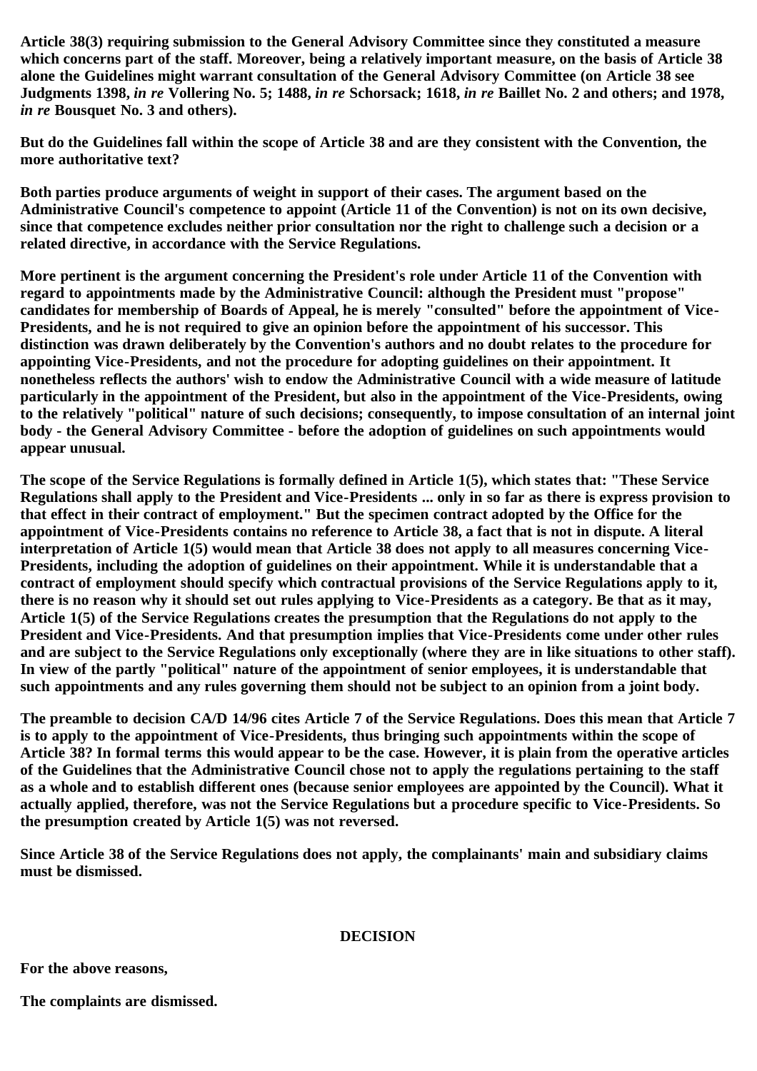**Article 38(3) requiring submission to the General Advisory Committee since they constituted a measure which concerns part of the staff. Moreover, being a relatively important measure, on the basis of Article 38 alone the Guidelines might warrant consultation of the General Advisory Committee (on Article 38 see Judgments 1398, *in re* Vollering No. 5; 1488, *in re* Schorsack; 1618, *in re* Baillet No. 2 and others; and 1978, *in re* Bousquet No. 3 and others).**

**But do the Guidelines fall within the scope of Article 38 and are they consistent with the Convention, the more authoritative text?**

**Both parties produce arguments of weight in support of their cases. The argument based on the Administrative Council's competence to appoint (Article 11 of the Convention) is not on its own decisive, since that competence excludes neither prior consultation nor the right to challenge such a decision or a related directive, in accordance with the Service Regulations.**

**More pertinent is the argument concerning the President's role under Article 11 of the Convention with regard to appointments made by the Administrative Council: although the President must "propose" candidates for membership of Boards of Appeal, he is merely "consulted" before the appointment of Vice-Presidents, and he is not required to give an opinion before the appointment of his successor. This distinction was drawn deliberately by the Convention's authors and no doubt relates to the procedure for appointing Vice-Presidents, and not the procedure for adopting guidelines on their appointment. It nonetheless reflects the authors' wish to endow the Administrative Council with a wide measure of latitude particularly in the appointment of the President, but also in the appointment of the Vice-Presidents, owing to the relatively "political" nature of such decisions; consequently, to impose consultation of an internal joint body - the General Advisory Committee - before the adoption of guidelines on such appointments would appear unusual.**

**The scope of the Service Regulations is formally defined in Article 1(5), which states that: "These Service Regulations shall apply to the President and Vice-Presidents ... only in so far as there is express provision to that effect in their contract of employment." But the specimen contract adopted by the Office for the appointment of Vice-Presidents contains no reference to Article 38, a fact that is not in dispute. A literal interpretation of Article 1(5) would mean that Article 38 does not apply to all measures concerning Vice-Presidents, including the adoption of guidelines on their appointment. While it is understandable that a contract of employment should specify which contractual provisions of the Service Regulations apply to it, there is no reason why it should set out rules applying to Vice-Presidents as a category. Be that as it may, Article 1(5) of the Service Regulations creates the presumption that the Regulations do not apply to the President and Vice-Presidents. And that presumption implies that Vice-Presidents come under other rules and are subject to the Service Regulations only exceptionally (where they are in like situations to other staff). In view of the partly "political" nature of the appointment of senior employees, it is understandable that such appointments and any rules governing them should not be subject to an opinion from a joint body.**

**The preamble to decision CA/D 14/96 cites Article 7 of the Service Regulations. Does this mean that Article 7 is to apply to the appointment of Vice-Presidents, thus bringing such appointments within the scope of Article 38? In formal terms this would appear to be the case. However, it is plain from the operative articles of the Guidelines that the Administrative Council chose not to apply the regulations pertaining to the staff as a whole and to establish different ones (because senior employees are appointed by the Council). What it actually applied, therefore, was not the Service Regulations but a procedure specific to Vice-Presidents. So the presumption created by Article 1(5) was not reversed.**

**Since Article 38 of the Service Regulations does not apply, the complainants' main and subsidiary claims must be dismissed.**

## DECISION

**For the above reasons,**

**The complaints are dismissed.**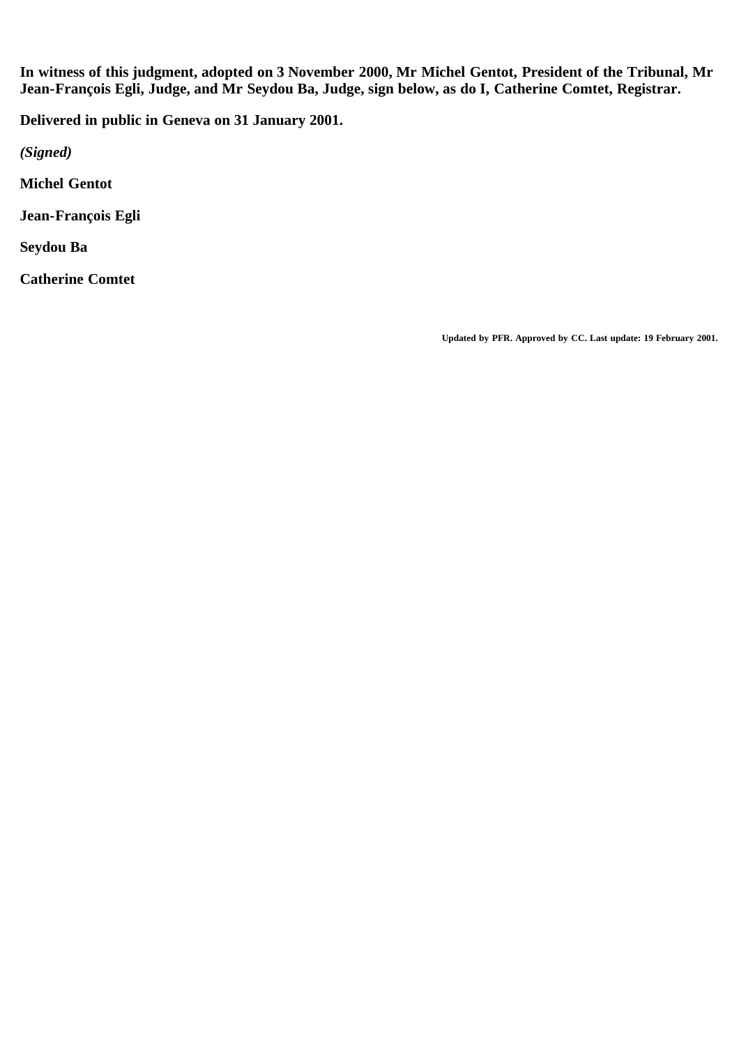**In witness of this judgment, adopted on 3 November 2000, Mr Michel Gentot, President of the Tribunal, Mr Jean-François Egli, Judge, and Mr Seydou Ba, Judge, sign below, as do I, Catherine Comtet, Registrar.**

**Delivered in public in Geneva on 31 January 2001.**

***(Signed)***

**Michel Gentot**

**Jean-François Egli**

**Seydou Ba**

**Catherine Comtet**

**Updated by PFR. Approved by CC. Last update: 19 February 2001.**